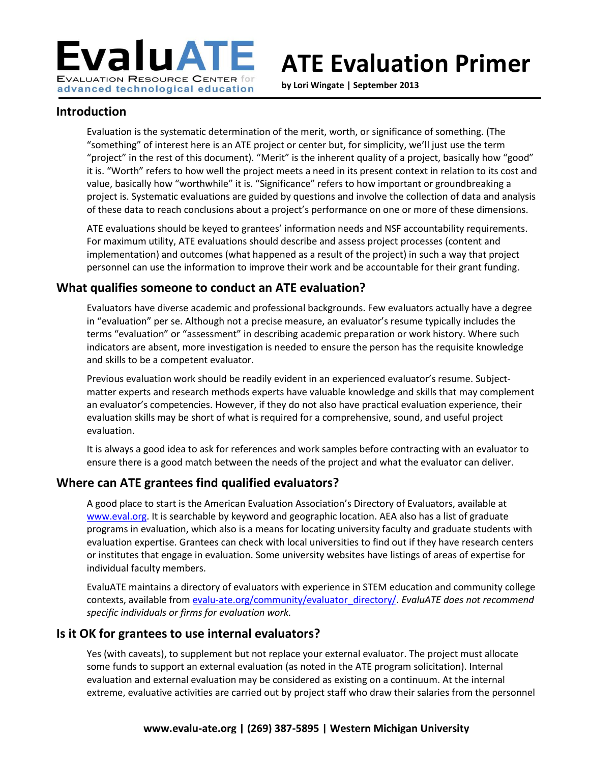# ATE Evaluation Primer

**by Lori Wingate | September 2013**

EvaluATE
Evaluation Resource Center for advanced technological education

## Introduction

Evaluation is the systematic determination of the merit, worth, or significance of something. (The "something" of interest here is an ATE project or center but, for simplicity, we'll just use the term "project" in the rest of this document). "Merit" is the inherent quality of a project, basically how "good" it is. "Worth" refers to how well the project meets a need in its present context in relation to its cost and value, basically how "worthwhile" it is. "Significance" refers to how important or groundbreaking a project is. Systematic evaluations are guided by questions and involve the collection of data and analysis of these data to reach conclusions about a project's performance on one or more of these dimensions.

ATE evaluations should be keyed to grantees' information needs and NSF accountability requirements. For maximum utility, ATE evaluations should describe and assess project processes (content and implementation) and outcomes (what happened as a result of the project) in such a way that project personnel can use the information to improve their work and be accountable for their grant funding.

## What qualifies someone to conduct an ATE evaluation?

Evaluators have diverse academic and professional backgrounds. Few evaluators actually have a degree in "evaluation" per se. Although not a precise measure, an evaluator's resume typically includes the terms "evaluation" or "assessment" in describing academic preparation or work history. Where such indicators are absent, more investigation is needed to ensure the person has the requisite knowledge and skills to be a competent evaluator.

Previous evaluation work should be readily evident in an experienced evaluator's resume. Subject-matter experts and research methods experts have valuable knowledge and skills that may complement an evaluator's competencies. However, if they do not also have practical evaluation experience, their evaluation skills may be short of what is required for a comprehensive, sound, and useful project evaluation.

It is always a good idea to ask for references and work samples before contracting with an evaluator to ensure there is a good match between the needs of the project and what the evaluator can deliver.

## Where can ATE grantees find qualified evaluators?

A good place to start is the American Evaluation Association's Directory of Evaluators, available at www.eval.org. It is searchable by keyword and geographic location. AEA also has a list of graduate programs in evaluation, which also is a means for locating university faculty and graduate students with evaluation expertise. Grantees can check with local universities to find out if they have research centers or institutes that engage in evaluation. Some university websites have listings of areas of expertise for individual faculty members.

EvaluATE maintains a directory of evaluators with experience in STEM education and community college contexts, available from evalu-ate.org/community/evaluator_directory/. *EvaluATE does not recommend specific individuals or firms for evaluation work.*

## Is it OK for grantees to use internal evaluators?

Yes (with caveats), to supplement but not replace your external evaluator. The project must allocate some funds to support an external evaluation (as noted in the ATE program solicitation). Internal evaluation and external evaluation may be considered as existing on a continuum. At the internal extreme, evaluative activities are carried out by project staff who draw their salaries from the personnel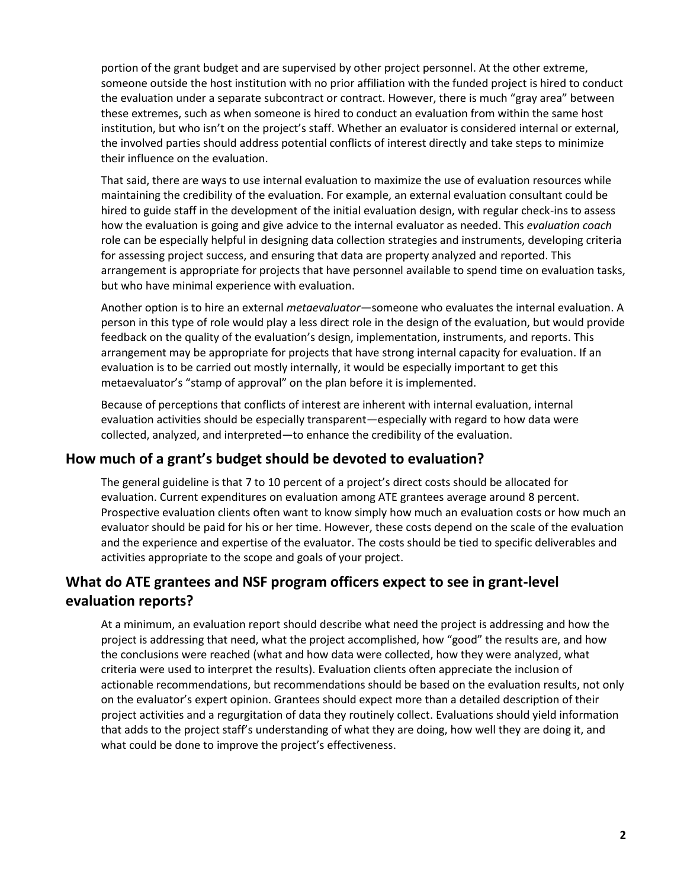portion of the grant budget and are supervised by other project personnel. At the other extreme, someone outside the host institution with no prior affiliation with the funded project is hired to conduct the evaluation under a separate subcontract or contract. However, there is much "gray area" between these extremes, such as when someone is hired to conduct an evaluation from within the same host institution, but who isn't on the project's staff. Whether an evaluator is considered internal or external, the involved parties should address potential conflicts of interest directly and take steps to minimize their influence on the evaluation.

That said, there are ways to use internal evaluation to maximize the use of evaluation resources while maintaining the credibility of the evaluation. For example, an external evaluation consultant could be hired to guide staff in the development of the initial evaluation design, with regular check-ins to assess how the evaluation is going and give advice to the internal evaluator as needed. This *evaluation coach* role can be especially helpful in designing data collection strategies and instruments, developing criteria for assessing project success, and ensuring that data are property analyzed and reported. This arrangement is appropriate for projects that have personnel available to spend time on evaluation tasks, but who have minimal experience with evaluation.

Another option is to hire an external *metaevaluator*—someone who evaluates the internal evaluation. A person in this type of role would play a less direct role in the design of the evaluation, but would provide feedback on the quality of the evaluation's design, implementation, instruments, and reports. This arrangement may be appropriate for projects that have strong internal capacity for evaluation. If an evaluation is to be carried out mostly internally, it would be especially important to get this metaevaluator's "stamp of approval" on the plan before it is implemented.

Because of perceptions that conflicts of interest are inherent with internal evaluation, internal evaluation activities should be especially transparent—especially with regard to how data were collected, analyzed, and interpreted—to enhance the credibility of the evaluation.

## How much of a grant's budget should be devoted to evaluation?

The general guideline is that 7 to 10 percent of a project's direct costs should be allocated for evaluation. Current expenditures on evaluation among ATE grantees average around 8 percent. Prospective evaluation clients often want to know simply how much an evaluation costs or how much an evaluator should be paid for his or her time. However, these costs depend on the scale of the evaluation and the experience and expertise of the evaluator. The costs should be tied to specific deliverables and activities appropriate to the scope and goals of your project.

## What do ATE grantees and NSF program officers expect to see in grant-level evaluation reports?

At a minimum, an evaluation report should describe what need the project is addressing and how the project is addressing that need, what the project accomplished, how "good" the results are, and how the conclusions were reached (what and how data were collected, how they were analyzed, what criteria were used to interpret the results). Evaluation clients often appreciate the inclusion of actionable recommendations, but recommendations should be based on the evaluation results, not only on the evaluator's expert opinion. Grantees should expect more than a detailed description of their project activities and a regurgitation of data they routinely collect. Evaluations should yield information that adds to the project staff's understanding of what they are doing, how well they are doing it, and what could be done to improve the project's effectiveness.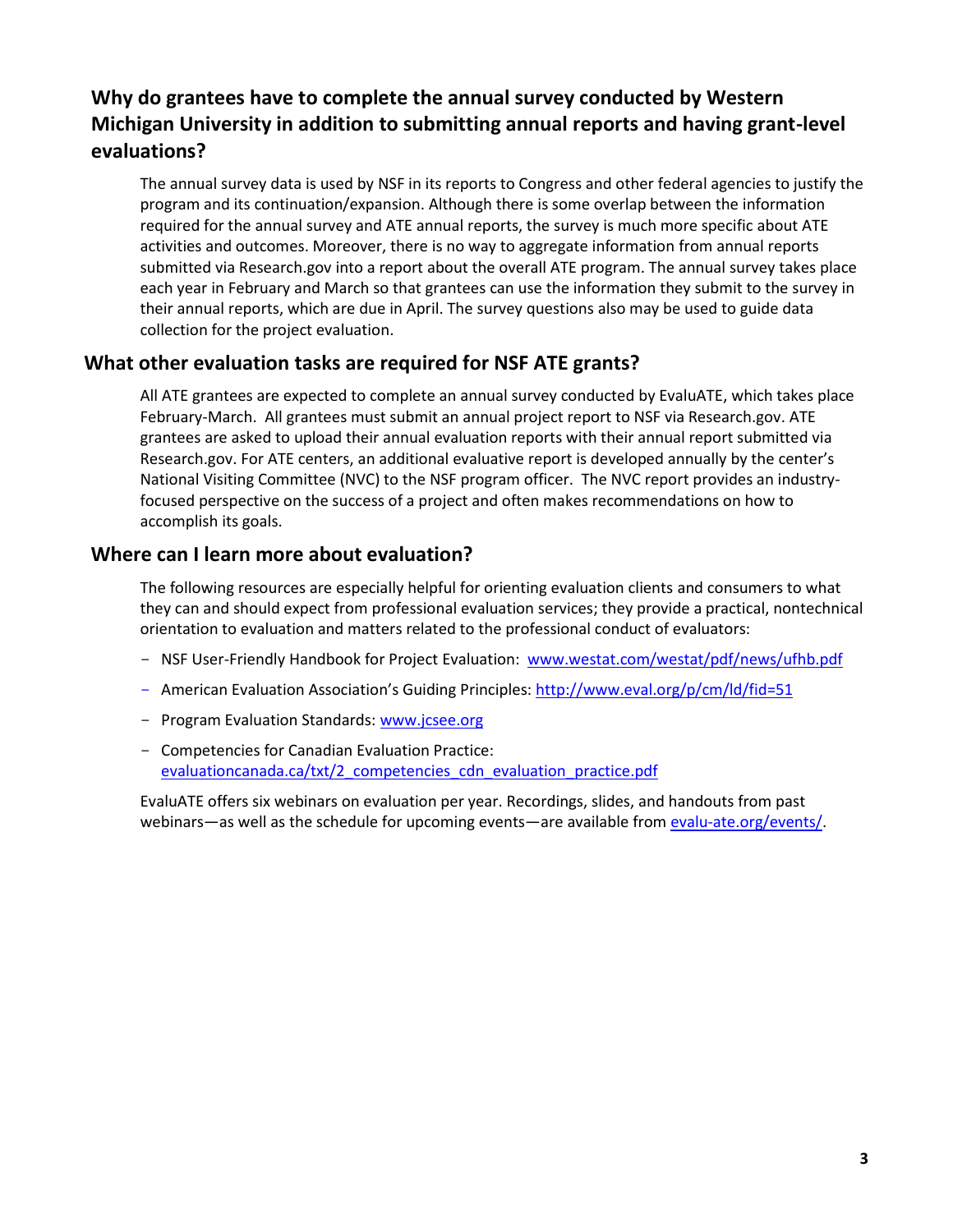## Why do grantees have to complete the annual survey conducted by Western Michigan University in addition to submitting annual reports and having grant-level evaluations?

The annual survey data is used by NSF in its reports to Congress and other federal agencies to justify the program and its continuation/expansion. Although there is some overlap between the information required for the annual survey and ATE annual reports, the survey is much more specific about ATE activities and outcomes. Moreover, there is no way to aggregate information from annual reports submitted via Research.gov into a report about the overall ATE program. The annual survey takes place each year in February and March so that grantees can use the information they submit to the survey in their annual reports, which are due in April. The survey questions also may be used to guide data collection for the project evaluation.

## What other evaluation tasks are required for NSF ATE grants?

All ATE grantees are expected to complete an annual survey conducted by EvaluATE, which takes place February-March. All grantees must submit an annual project report to NSF via Research.gov. ATE grantees are asked to upload their annual evaluation reports with their annual report submitted via Research.gov. For ATE centers, an additional evaluative report is developed annually by the center's National Visiting Committee (NVC) to the NSF program officer. The NVC report provides an industry-focused perspective on the success of a project and often makes recommendations on how to accomplish its goals.

## Where can I learn more about evaluation?

The following resources are especially helpful for orienting evaluation clients and consumers to what they can and should expect from professional evaluation services; they provide a practical, nontechnical orientation to evaluation and matters related to the professional conduct of evaluators:

- NSF User-Friendly Handbook for Project Evaluation: www.westat.com/westat/pdf/news/ufhb.pdf
- American Evaluation Association's Guiding Principles: http://www.eval.org/p/cm/ld/fid=51
- Program Evaluation Standards: www.jcsee.org
- Competencies for Canadian Evaluation Practice: evaluationcanada.ca/txt/2_competencies_cdn_evaluation_practice.pdf

EvaluATE offers six webinars on evaluation per year. Recordings, slides, and handouts from past webinars—as well as the schedule for upcoming events—are available from evalu-ate.org/events/.